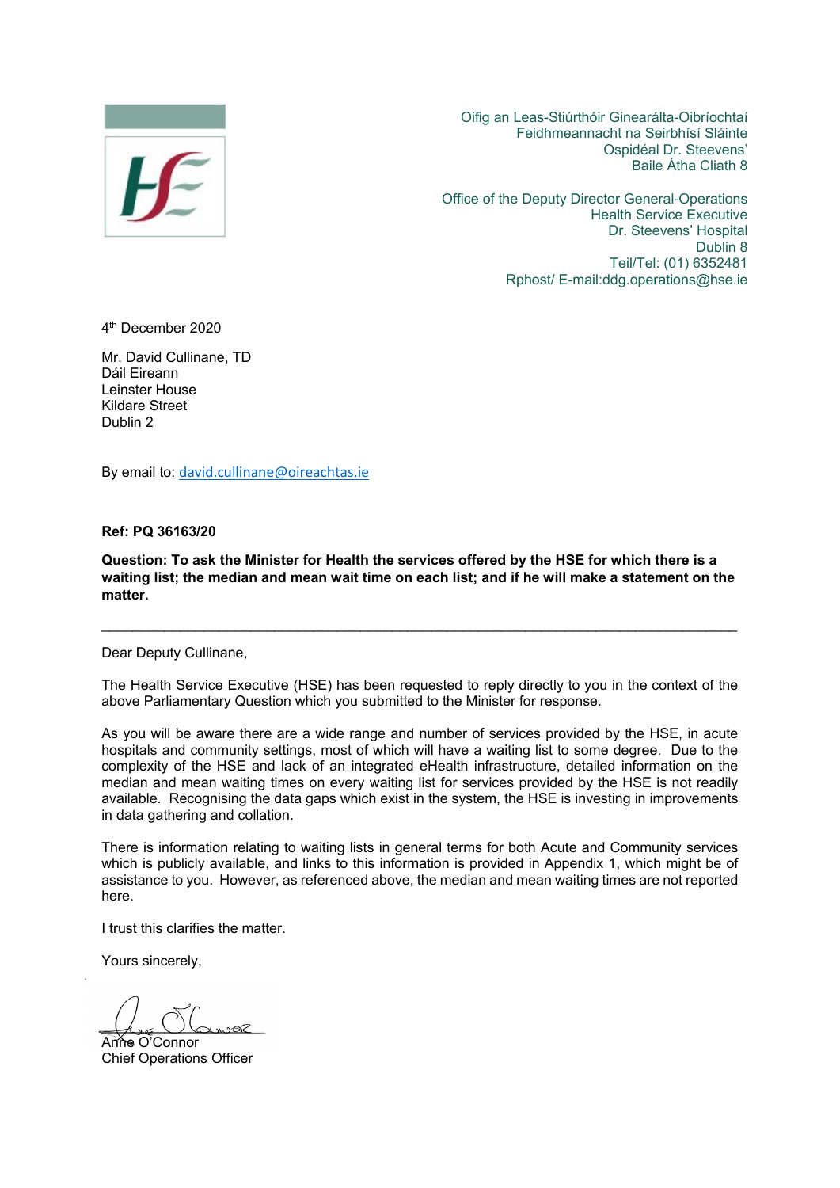Oifig an Leas-Stiúrthóir Ginearálta-Oibríochtaí
Feidhmeannacht na Seirbhísí Sláinte
Ospidéal Dr. Steevens'
Baile Átha Cliath 8

Office of the Deputy Director General-Operations
Health Service Executive
Dr. Steevens' Hospital
Dublin 8
Teil/Tel: (01) 6352481
Rphost/ E-mail:ddg.operations@hse.ie

4th December 2020

Mr. David Cullinane, TD
Dáil Eireann
Leinster House
Kildare Street
Dublin 2

By email to: david.cullinane@oireachtas.ie

**Ref: PQ 36163/20**

**Question: To ask the Minister for Health the services offered by the HSE for which there is a waiting list; the median and mean wait time on each list; and if he will make a statement on the matter.**

---

Dear Deputy Cullinane,

The Health Service Executive (HSE) has been requested to reply directly to you in the context of the above Parliamentary Question which you submitted to the Minister for response.

As you will be aware there are a wide range and number of services provided by the HSE, in acute hospitals and community settings, most of which will have a waiting list to some degree. Due to the complexity of the HSE and lack of an integrated eHealth infrastructure, detailed information on the median and mean waiting times on every waiting list for services provided by the HSE is not readily available. Recognising the data gaps which exist in the system, the HSE is investing in improvements in data gathering and collation.

There is information relating to waiting lists in general terms for both Acute and Community services which is publicly available, and links to this information is provided in Appendix 1, which might be of assistance to you. However, as referenced above, the median and mean waiting times are not reported here.

I trust this clarifies the matter.

Yours sincerely,

Anne O'Connor
Chief Operations Officer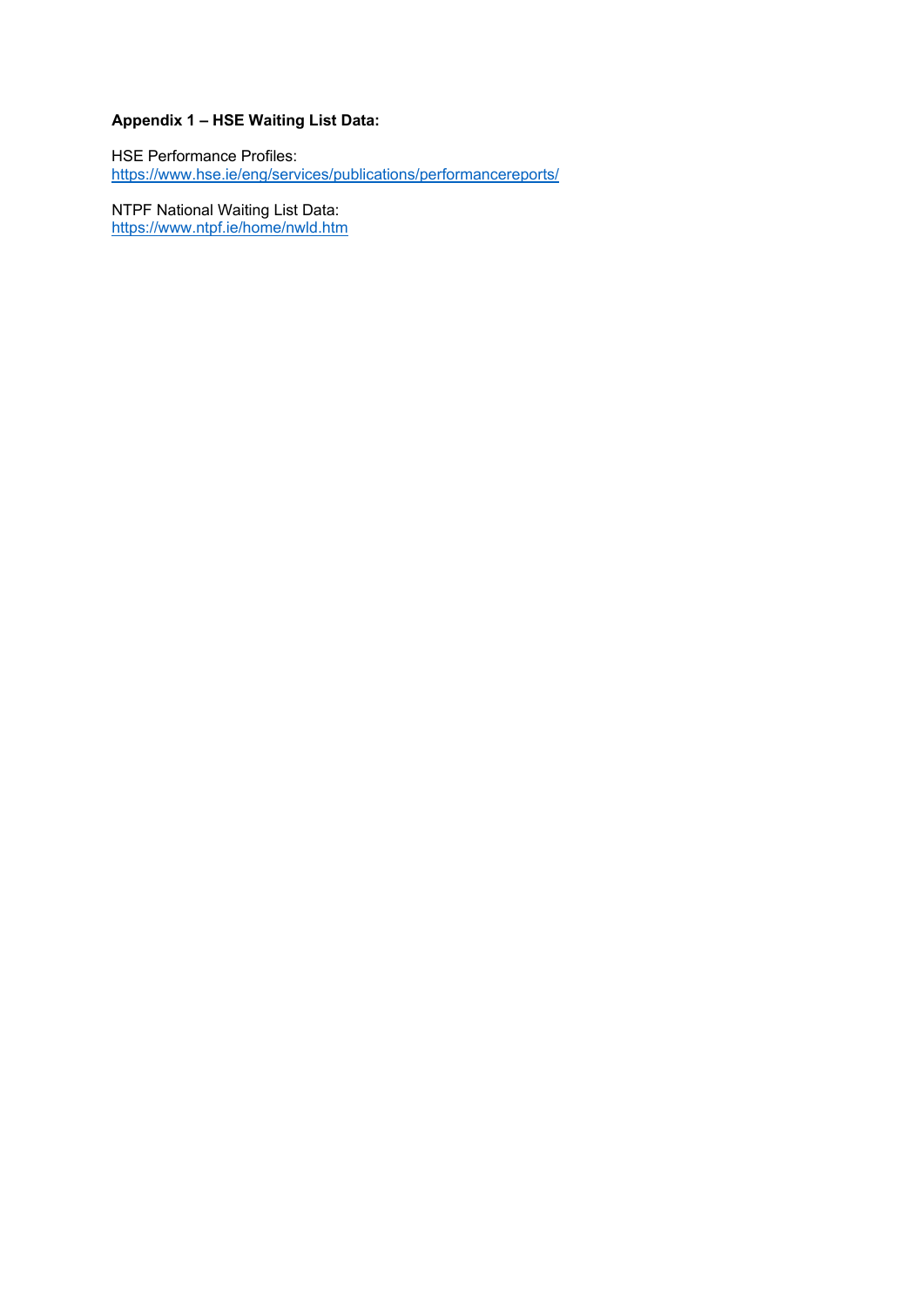**Appendix 1 – HSE Waiting List Data:**

HSE Performance Profiles:
https://www.hse.ie/eng/services/publications/performancereports/

NTPF National Waiting List Data:
https://www.ntpf.ie/home/nwld.htm